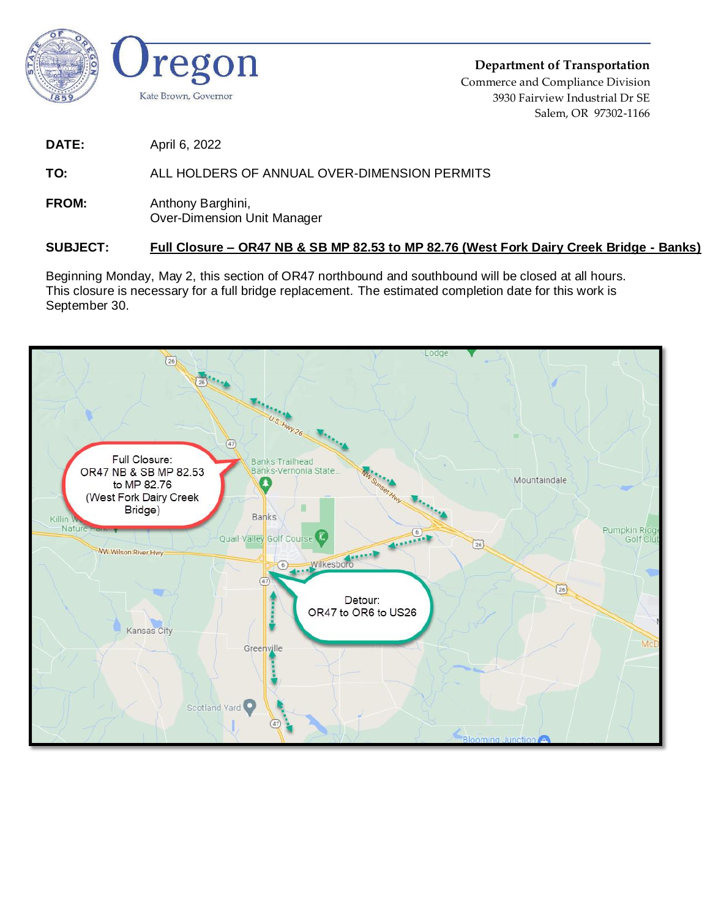**Department of Transportation**
Commerce and Compliance Division
3930 Fairview Industrial Dr SE
Salem, OR 97302-1166

Oregon
Kate Brown, Governor

**DATE:** April 6, 2022

**TO:** ALL HOLDERS OF ANNUAL OVER-DIMENSION PERMITS

**FROM:** Anthony Barghini,
Over-Dimension Unit Manager

**SUBJECT:** **Full Closure – OR47 NB & SB MP 82.53 to MP 82.76 (West Fork Dairy Creek Bridge - Banks)**

Beginning Monday, May 2, this section of OR47 northbound and southbound will be closed at all hours. This closure is necessary for a full bridge replacement. The estimated completion date for this work is September 30.

Full Closure: OR47 NB & SB MP 82.53 to MP 82.76 (West Fork Dairy Creek Bridge)

Detour: OR47 to OR6 to US26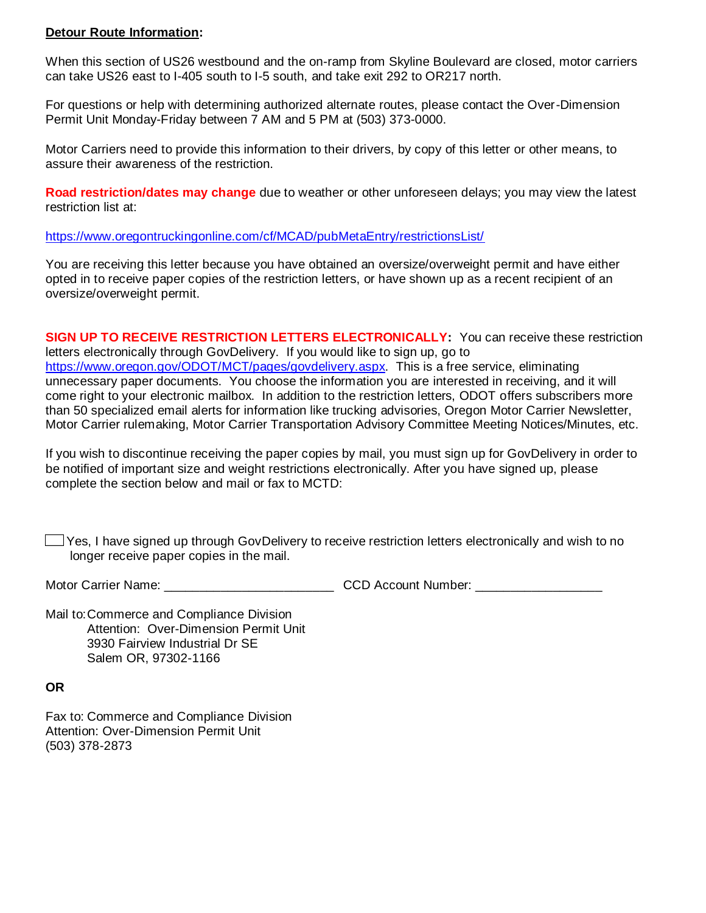**Detour Route Information:**

When this section of US26 westbound and the on-ramp from Skyline Boulevard are closed, motor carriers can take US26 east to I-405 south to I-5 south, and take exit 292 to OR217 north.

For questions or help with determining authorized alternate routes, please contact the Over-Dimension Permit Unit Monday-Friday between 7 AM and 5 PM at (503) 373-0000.

Motor Carriers need to provide this information to their drivers, by copy of this letter or other means, to assure their awareness of the restriction.

**Road restriction/dates may change** due to weather or other unforeseen delays; you may view the latest restriction list at:

https://www.oregontruckingonline.com/cf/MCAD/pubMetaEntry/restrictionsList/

You are receiving this letter because you have obtained an oversize/overweight permit and have either opted in to receive paper copies of the restriction letters, or have shown up as a recent recipient of an oversize/overweight permit.

**SIGN UP TO RECEIVE RESTRICTION LETTERS ELECTRONICALLY:** You can receive these restriction letters electronically through GovDelivery. If you would like to sign up, go to https://www.oregon.gov/ODOT/MCT/pages/govdelivery.aspx. This is a free service, eliminating unnecessary paper documents. You choose the information you are interested in receiving, and it will come right to your electronic mailbox. In addition to the restriction letters, ODOT offers subscribers more than 50 specialized email alerts for information like trucking advisories, Oregon Motor Carrier Newsletter, Motor Carrier rulemaking, Motor Carrier Transportation Advisory Committee Meeting Notices/Minutes, etc.

If you wish to discontinue receiving the paper copies by mail, you must sign up for GovDelivery in order to be notified of important size and weight restrictions electronically. After you have signed up, please complete the section below and mail or fax to MCTD:

☐ Yes, I have signed up through GovDelivery to receive restriction letters electronically and wish to no longer receive paper copies in the mail.

Motor Carrier Name: _______________________ CCD Account Number: _________________

Mail to: Commerce and Compliance Division
Attention: Over-Dimension Permit Unit
3930 Fairview Industrial Dr SE
Salem OR, 97302-1166

**OR**

Fax to: Commerce and Compliance Division
Attention: Over-Dimension Permit Unit
(503) 378-2873